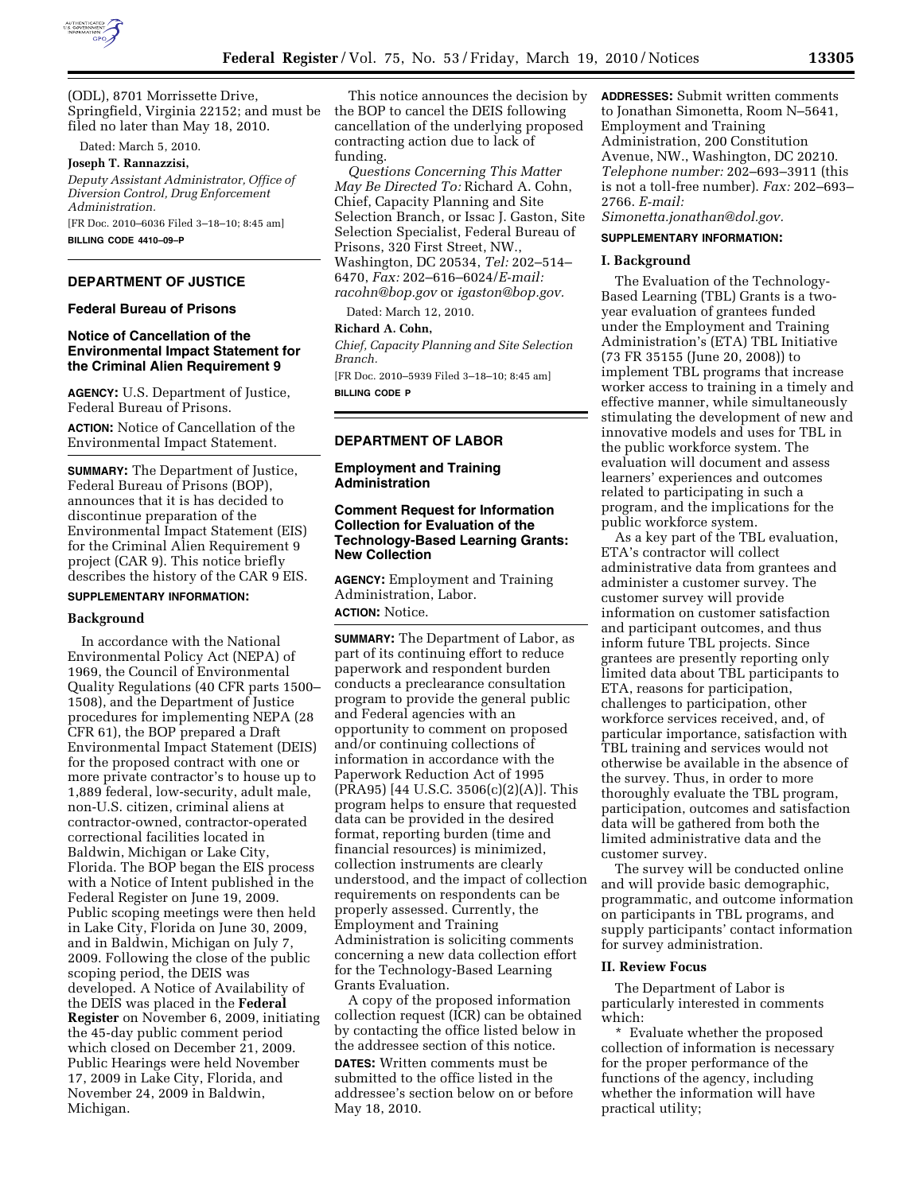(ODL), 8701 Morrissette Drive, Springfield, Virginia 22152; and must be filed no later than May 18, 2010.

Dated: March 5, 2010.

**Joseph T. Rannazzisi,**

*Deputy Assistant Administrator, Office of Diversion Control, Drug Enforcement Administration.*

[FR Doc. 2010–6036 Filed 3–18–10; 8:45 am]

**BILLING CODE 4410–09–P**

## DEPARTMENT OF JUSTICE

### Federal Bureau of Prisons

### Notice of Cancellation of the Environmental Impact Statement for the Criminal Alien Requirement 9

**AGENCY:** U.S. Department of Justice, Federal Bureau of Prisons.

**ACTION:** Notice of Cancellation of the Environmental Impact Statement.

**SUMMARY:** The Department of Justice, Federal Bureau of Prisons (BOP), announces that it is has decided to discontinue preparation of the Environmental Impact Statement (EIS) for the Criminal Alien Requirement 9 project (CAR 9). This notice briefly describes the history of the CAR 9 EIS.

**SUPPLEMENTARY INFORMATION:**

**Background**

In accordance with the National Environmental Policy Act (NEPA) of 1969, the Council of Environmental Quality Regulations (40 CFR parts 1500–1508), and the Department of Justice procedures for implementing NEPA (28 CFR 61), the BOP prepared a Draft Environmental Impact Statement (DEIS) for the proposed contract with one or more private contractor's to house up to 1,889 federal, low-security, adult male, non-U.S. citizen, criminal aliens at contractor-owned, contractor-operated correctional facilities located in Baldwin, Michigan or Lake City, Florida. The BOP began the EIS process with a Notice of Intent published in the Federal Register on June 19, 2009. Public scoping meetings were then held in Lake City, Florida on June 30, 2009, and in Baldwin, Michigan on July 7, 2009. Following the close of the public scoping period, the DEIS was developed. A Notice of Availability of the DEIS was placed in the **Federal Register** on November 6, 2009, initiating the 45-day public comment period which closed on December 21, 2009. Public Hearings were held November 17, 2009 in Lake City, Florida, and November 24, 2009 in Baldwin, Michigan.

This notice announces the decision by the BOP to cancel the DEIS following cancellation of the underlying proposed contracting action due to lack of funding.

*Questions Concerning This Matter May Be Directed To:* Richard A. Cohn, Chief, Capacity Planning and Site Selection Branch, or Issac J. Gaston, Site Selection Specialist, Federal Bureau of Prisons, 320 First Street, NW., Washington, DC 20534, *Tel:* 202–514–6470, *Fax:* 202–616–6024/*E-mail: racohn@bop.gov* or *igaston@bop.gov.*

Dated: March 12, 2010.

**Richard A. Cohn,**

*Chief, Capacity Planning and Site Selection Branch.*

[FR Doc. 2010–5939 Filed 3–18–10; 8:45 am]

**BILLING CODE P**

## DEPARTMENT OF LABOR

### Employment and Training Administration

### Comment Request for Information Collection for Evaluation of the Technology-Based Learning Grants: New Collection

**AGENCY:** Employment and Training Administration, Labor.

**ACTION:** Notice.

**SUMMARY:** The Department of Labor, as part of its continuing effort to reduce paperwork and respondent burden conducts a preclearance consultation program to provide the general public and Federal agencies with an opportunity to comment on proposed and/or continuing collections of information in accordance with the Paperwork Reduction Act of 1995 (PRA95) [44 U.S.C. 3506(c)(2)(A)]. This program helps to ensure that requested data can be provided in the desired format, reporting burden (time and financial resources) is minimized, collection instruments are clearly understood, and the impact of collection requirements on respondents can be properly assessed. Currently, the Employment and Training Administration is soliciting comments concerning a new data collection effort for the Technology-Based Learning Grants Evaluation.

A copy of the proposed information collection request (ICR) can be obtained by contacting the office listed below in the addressee section of this notice.

**DATES:** Written comments must be submitted to the office listed in the addressee's section below on or before May 18, 2010.

**ADDRESSES:** Submit written comments to Jonathan Simonetta, Room N–5641, Employment and Training Administration, 200 Constitution Avenue, NW., Washington, DC 20210. *Telephone number:* 202–693–3911 (this is not a toll-free number). *Fax:* 202–693–2766. *E-mail: Simonetta.jonathan@dol.gov.*

**SUPPLEMENTARY INFORMATION:**

**I. Background**

The Evaluation of the Technology-Based Learning (TBL) Grants is a two-year evaluation of grantees funded under the Employment and Training Administration's (ETA) TBL Initiative (73 FR 35155 (June 20, 2008)) to implement TBL programs that increase worker access to training in a timely and effective manner, while simultaneously stimulating the development of new and innovative models and uses for TBL in the public workforce system. The evaluation will document and assess learners' experiences and outcomes related to participating in such a program, and the implications for the public workforce system.

As a key part of the TBL evaluation, ETA's contractor will collect administrative data from grantees and administer a customer survey. The customer survey will provide information on customer satisfaction and participant outcomes, and thus inform future TBL projects. Since grantees are presently reporting only limited data about TBL participants to ETA, reasons for participation, challenges to participation, other workforce services received, and, of particular importance, satisfaction with TBL training and services would not otherwise be available in the absence of the survey. Thus, in order to more thoroughly evaluate the TBL program, participation, outcomes and satisfaction data will be gathered from both the limited administrative data and the customer survey.

The survey will be conducted online and will provide basic demographic, programmatic, and outcome information on participants in TBL programs, and supply participants' contact information for survey administration.

**II. Review Focus**

The Department of Labor is particularly interested in comments which:

* Evaluate whether the proposed collection of information is necessary for the proper performance of the functions of the agency, including whether the information will have practical utility;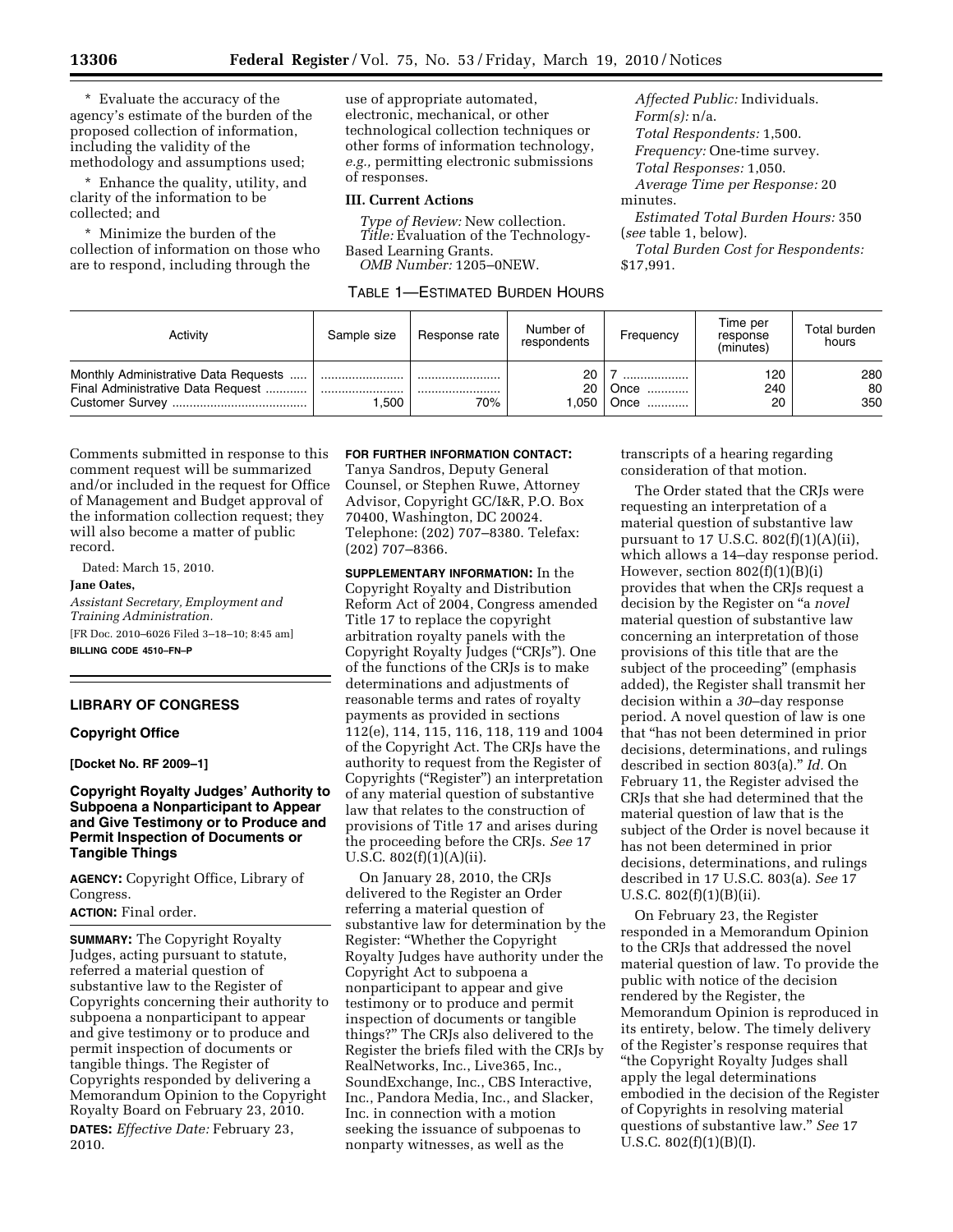* Evaluate the accuracy of the agency's estimate of the burden of the proposed collection of information, including the validity of the methodology and assumptions used;

* Enhance the quality, utility, and clarity of the information to be collected; and

* Minimize the burden of the collection of information on those who are to respond, including through the use of appropriate automated, electronic, mechanical, or other technological collection techniques or other forms of information technology, *e.g.,* permitting electronic submissions of responses.

## III. Current Actions

*Type of Review:* New collection.

*Title:* Evaluation of the Technology-Based Learning Grants.

*OMB Number:* 1205–0NEW.

*Affected Public:* Individuals.

*Form(s):* n/a.

*Total Respondents:* 1,500.

*Frequency:* One-time survey.

*Total Responses:* 1,050.

*Average Time per Response:* 20 minutes.

*Estimated Total Burden Hours:* 350 (*see* table 1, below).

*Total Burden Cost for Respondents:* $17,991.

TABLE 1—ESTIMATED BURDEN HOURS

| Activity | Sample size | Response rate | Number of respondents | Frequency | Time per response (minutes) | Total burden hours |
|---|---|---|---|---|---|---|
| Monthly Administrative Data Requests | | | 20 | 7 | 120 | 280 |
| Final Administrative Data Request | | | 20 | Once | 240 | 80 |
| Customer Survey | 1,500 | 70% | 1,050 | Once | 20 | 350 |

Comments submitted in response to this comment request will be summarized and/or included in the request for Office of Management and Budget approval of the information collection request; they will also become a matter of public record.

Dated: March 15, 2010.

**Jane Oates,**

*Assistant Secretary, Employment and Training Administration.*

[FR Doc. 2010–6026 Filed 3–18–10; 8:45 am]

**BILLING CODE 4510–FN–P**

---

## LIBRARY OF CONGRESS

### Copyright Office

**[Docket No. RF 2009–1]**

### Copyright Royalty Judges' Authority to Subpoena a Nonparticipant to Appear and Give Testimony or to Produce and Permit Inspection of Documents or Tangible Things

**AGENCY:** Copyright Office, Library of Congress.

**ACTION:** Final order.

**SUMMARY:** The Copyright Royalty Judges, acting pursuant to statute, referred a material question of substantive law to the Register of Copyrights concerning their authority to subpoena a nonparticipant to appear and give testimony or to produce and permit inspection of documents or tangible things. The Register of Copyrights responded by delivering a Memorandum Opinion to the Copyright Royalty Board on February 23, 2010.

**DATES:** *Effective Date:* February 23, 2010.

**FOR FURTHER INFORMATION CONTACT:** Tanya Sandros, Deputy General Counsel, or Stephen Ruwe, Attorney Advisor, Copyright GC/I&R, P.O. Box 70400, Washington, DC 20024. Telephone: (202) 707–8380. Telefax: (202) 707–8366.

**SUPPLEMENTARY INFORMATION:** In the Copyright Royalty and Distribution Reform Act of 2004, Congress amended Title 17 to replace the copyright arbitration royalty panels with the Copyright Royalty Judges ("CRJs"). One of the functions of the CRJs is to make determinations and adjustments of reasonable terms and rates of royalty payments as provided in sections 112(e), 114, 115, 116, 118, 119 and 1004 of the Copyright Act. The CRJs have the authority to request from the Register of Copyrights ("Register") an interpretation of any material question of substantive law that relates to the construction of provisions of Title 17 and arises during the proceeding before the CRJs. *See* 17 U.S.C. 802(f)(1)(A)(ii).

On January 28, 2010, the CRJs delivered to the Register an Order referring a material question of substantive law for determination by the Register: "Whether the Copyright Royalty Judges have authority under the Copyright Act to subpoena a nonparticipant to appear and give testimony or to produce and permit inspection of documents or tangible things?" The CRJs also delivered to the Register the briefs filed with the CRJs by RealNetworks, Inc., Live365, Inc., SoundExchange, Inc., CBS Interactive, Inc., Pandora Media, Inc., and Slacker, Inc. in connection with a motion seeking the issuance of subpoenas to nonparty witnesses, as well as the transcripts of a hearing regarding consideration of that motion.

The Order stated that the CRJs were requesting an interpretation of a material question of substantive law pursuant to 17 U.S.C. 802(f)(1)(A)(ii), which allows a 14–day response period. However, section 802(f)(1)(B)(i) provides that when the CRJs request a decision by the Register on "a *novel* material question of substantive law concerning an interpretation of those provisions of this title that are the subject of the proceeding" (emphasis added), the Register shall transmit her decision within a *30*–day response period. A novel question of law is one that "has not been determined in prior decisions, determinations, and rulings described in section 803(a)." *Id.* On February 11, the Register advised the CRJs that she had determined that the material question of law that is the subject of the Order is novel because it has not been determined in prior decisions, determinations, and rulings described in 17 U.S.C. 803(a). *See* 17 U.S.C. 802(f)(1)(B)(ii).

On February 23, the Register responded in a Memorandum Opinion to the CRJs that addressed the novel material question of law. To provide the public with notice of the decision rendered by the Register, the Memorandum Opinion is reproduced in its entirety, below. The timely delivery of the Register's response requires that "the Copyright Royalty Judges shall apply the legal determinations embodied in the decision of the Register of Copyrights in resolving material questions of substantive law." *See* 17 U.S.C. 802(f)(1)(B)(I).